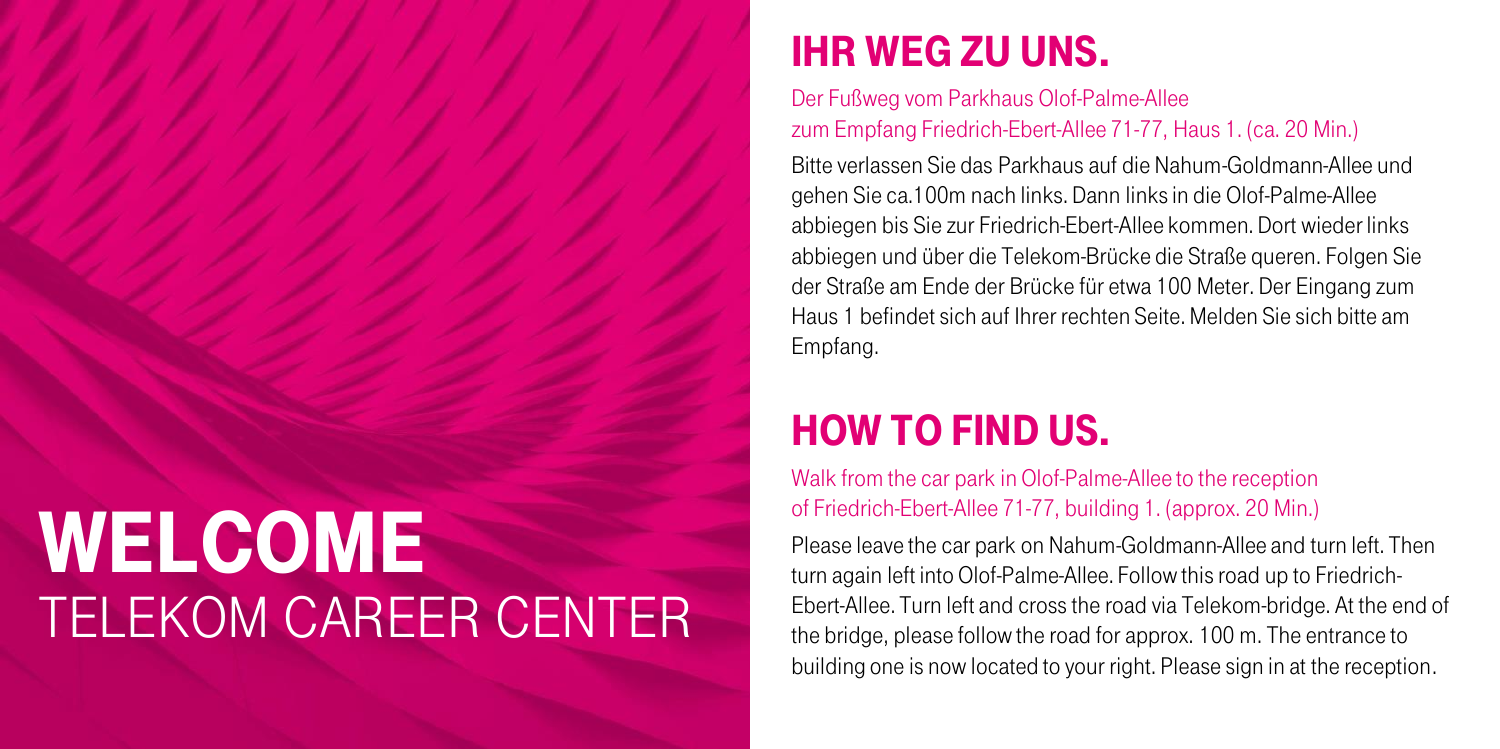# WELCOME
TELEKOM CAREER CENTER

## IHR WEG ZU UNS.

Der Fußweg vom Parkhaus Olof-Palme-Allee zum Empfang Friedrich-Ebert-Allee 71-77, Haus 1. (ca. 20 Min.)

Bitte verlassen Sie das Parkhaus auf die Nahum-Goldmann-Allee und gehen Sie ca.100m nach links. Dann links in die Olof-Palme-Allee abbiegen bis Sie zur Friedrich-Ebert-Allee kommen. Dort wieder links abbiegen und über die Telekom-Brücke die Straße queren. Folgen Sie der Straße am Ende der Brücke für etwa 100 Meter. Der Eingang zum Haus 1 befindet sich auf Ihrer rechten Seite. Melden Sie sich bitte am Empfang.

## HOW TO FIND US.

Walk from the car park in Olof-Palme-Allee to the reception of Friedrich-Ebert-Allee 71-77, building 1. (approx. 20 Min.)

Please leave the car park on Nahum-Goldmann-Allee and turn left. Then turn again left into Olof-Palme-Allee. Follow this road up to Friedrich-Ebert-Allee. Turn left and cross the road via Telekom-bridge. At the end of the bridge, please follow the road for approx. 100 m. The entrance to building one is now located to your right. Please sign in at the reception.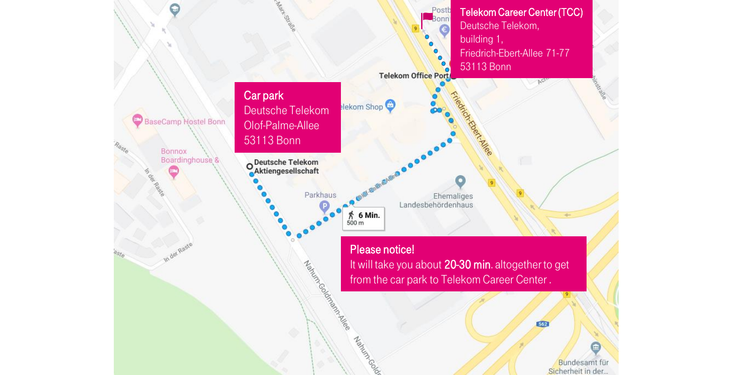**Telekom Career Center (TCC)**
Deutsche Telekom,
building 1,
Friedrich-Ebert-Allee 71-77
53113 Bonn

**Car park**
Deutsche Telekom
Olof-Palme-Allee
53113 Bonn

**Please notice!**
It will take you about **20-30 min**. altogether to get from the car park to Telekom Career Center .